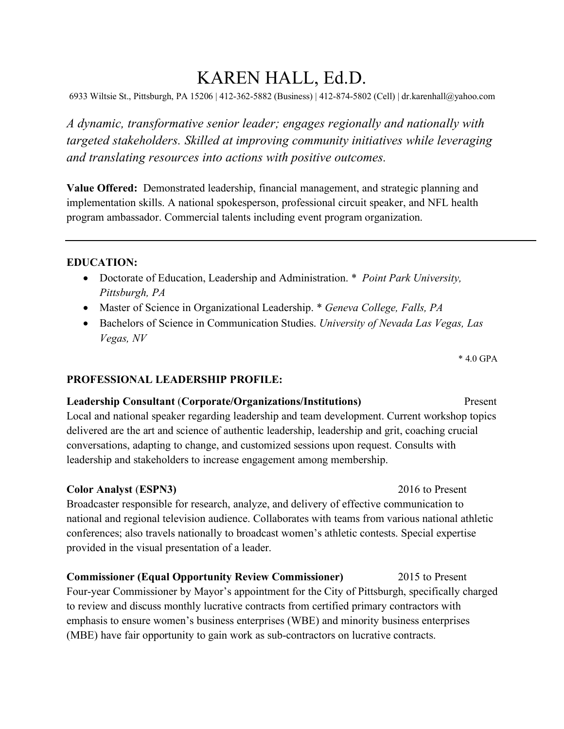# KAREN HALL, Ed.D.

6933 Wiltsie St., Pittsburgh, PA 15206 | 412-362-5882 (Business) | 412-874-5802 (Cell) | dr.karenhall@yahoo.com

*A dynamic, transformative senior leader; engages regionally and nationally with targeted stakeholders. Skilled at improving community initiatives while leveraging and translating resources into actions with positive outcomes.*

**Value Offered:** Demonstrated leadership, financial management, and strategic planning and implementation skills. A national spokesperson, professional circuit speaker, and NFL health program ambassador. Commercial talents including event program organization.

---

## EDUCATION:

- Doctorate of Education, Leadership and Administration. * *Point Park University, Pittsburgh, PA*
- Master of Science in Organizational Leadership. * *Geneva College, Falls, PA*
- Bachelors of Science in Communication Studies. *University of Nevada Las Vegas, Las Vegas, NV*

\* 4.0 GPA

## PROFESSIONAL LEADERSHIP PROFILE:

**Leadership Consultant (Corporate/Organizations/Institutions)** Present

Local and national speaker regarding leadership and team development. Current workshop topics delivered are the art and science of authentic leadership, leadership and grit, coaching crucial conversations, adapting to change, and customized sessions upon request. Consults with leadership and stakeholders to increase engagement among membership.

**Color Analyst (ESPN3)** 2016 to Present

Broadcaster responsible for research, analyze, and delivery of effective communication to national and regional television audience. Collaborates with teams from various national athletic conferences; also travels nationally to broadcast women's athletic contests. Special expertise provided in the visual presentation of a leader.

**Commissioner (Equal Opportunity Review Commissioner)** 2015 to Present

Four-year Commissioner by Mayor's appointment for the City of Pittsburgh, specifically charged to review and discuss monthly lucrative contracts from certified primary contractors with emphasis to ensure women's business enterprises (WBE) and minority business enterprises (MBE) have fair opportunity to gain work as sub-contractors on lucrative contracts.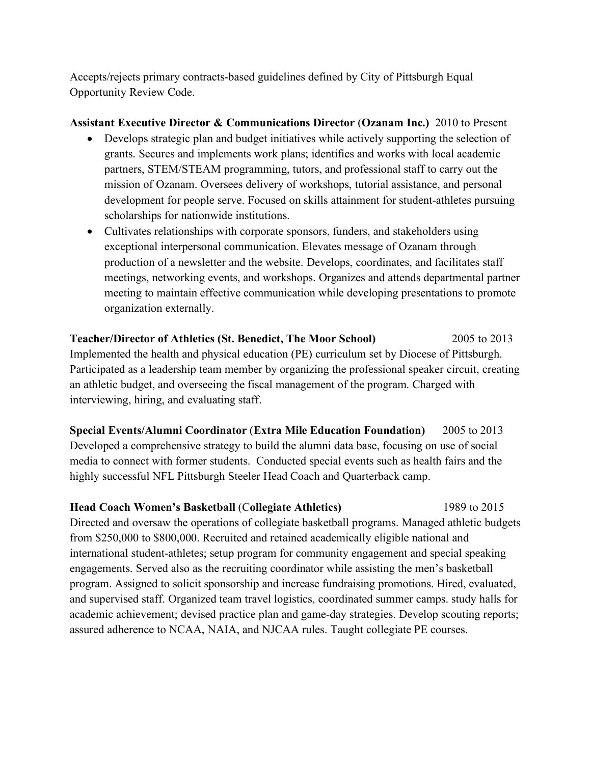Accepts/rejects primary contracts-based guidelines defined by City of Pittsburgh Equal Opportunity Review Code.

**Assistant Executive Director & Communications Director** (**Ozanam Inc.**) 2010 to Present

- Develops strategic plan and budget initiatives while actively supporting the selection of grants. Secures and implements work plans; identifies and works with local academic partners, STEM/STEAM programming, tutors, and professional staff to carry out the mission of Ozanam. Oversees delivery of workshops, tutorial assistance, and personal development for people serve. Focused on skills attainment for student-athletes pursuing scholarships for nationwide institutions.
- Cultivates relationships with corporate sponsors, funders, and stakeholders using exceptional interpersonal communication. Elevates message of Ozanam through production of a newsletter and the website. Develops, coordinates, and facilitates staff meetings, networking events, and workshops. Organizes and attends departmental partner meeting to maintain effective communication while developing presentations to promote organization externally.

**Teacher/Director of Athletics (St. Benedict, The Moor School)** 2005 to 2013

Implemented the health and physical education (PE) curriculum set by Diocese of Pittsburgh. Participated as a leadership team member by organizing the professional speaker circuit, creating an athletic budget, and overseeing the fiscal management of the program. Charged with interviewing, hiring, and evaluating staff.

**Special Events/Alumni Coordinator** (**Extra Mile Education Foundation**) 2005 to 2013

Developed a comprehensive strategy to build the alumni data base, focusing on use of social media to connect with former students. Conducted special events such as health fairs and the highly successful NFL Pittsburgh Steeler Head Coach and Quarterback camp.

**Head Coach Women's Basketball** (**Collegiate Athletics)** 1989 to 2015

Directed and oversaw the operations of collegiate basketball programs. Managed athletic budgets from $250,000 to $800,000. Recruited and retained academically eligible national and international student-athletes; setup program for community engagement and special speaking engagements. Served also as the recruiting coordinator while assisting the men's basketball program. Assigned to solicit sponsorship and increase fundraising promotions. Hired, evaluated, and supervised staff. Organized team travel logistics, coordinated summer camps. study halls for academic achievement; devised practice plan and game-day strategies. Develop scouting reports; assured adherence to NCAA, NAIA, and NJCAA rules. Taught collegiate PE courses.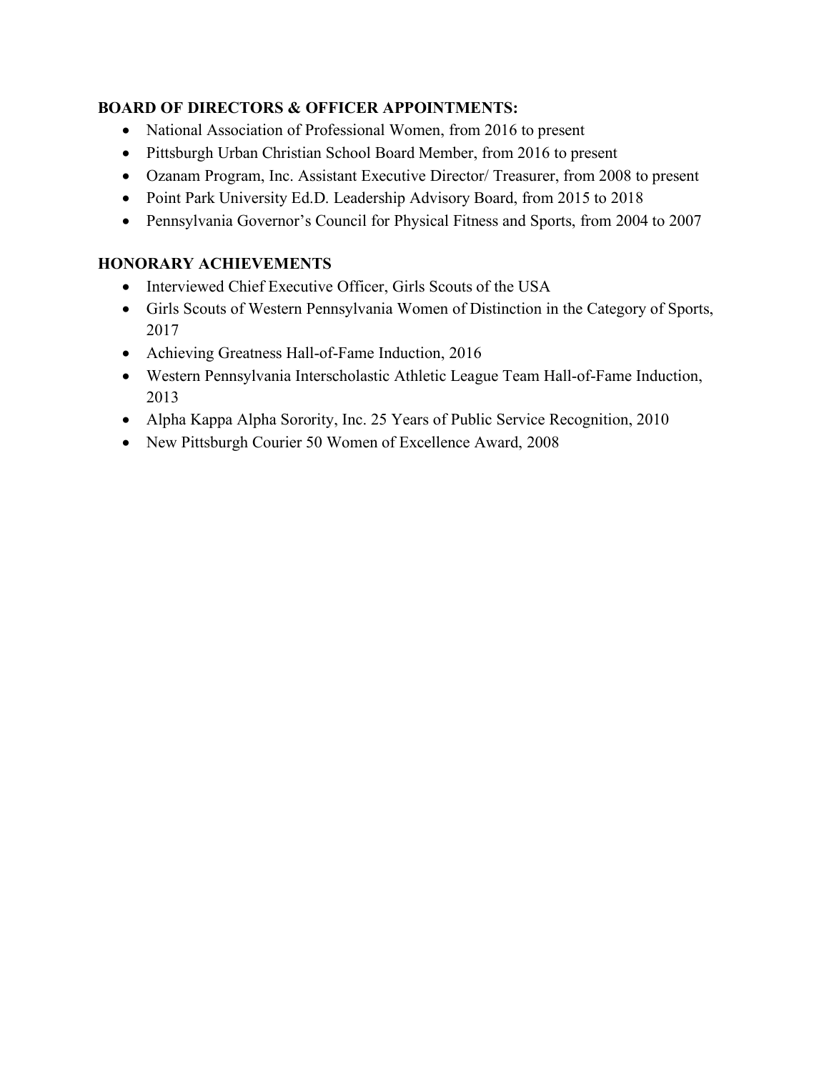**BOARD OF DIRECTORS & OFFICER APPOINTMENTS:**

- National Association of Professional Women, from 2016 to present
- Pittsburgh Urban Christian School Board Member, from 2016 to present
- Ozanam Program, Inc. Assistant Executive Director/ Treasurer, from 2008 to present
- Point Park University Ed.D. Leadership Advisory Board, from 2015 to 2018
- Pennsylvania Governor's Council for Physical Fitness and Sports, from 2004 to 2007

**HONORARY ACHIEVEMENTS**

- Interviewed Chief Executive Officer, Girls Scouts of the USA
- Girls Scouts of Western Pennsylvania Women of Distinction in the Category of Sports, 2017
- Achieving Greatness Hall-of-Fame Induction, 2016
- Western Pennsylvania Interscholastic Athletic League Team Hall-of-Fame Induction, 2013
- Alpha Kappa Alpha Sorority, Inc. 25 Years of Public Service Recognition, 2010
- New Pittsburgh Courier 50 Women of Excellence Award, 2008